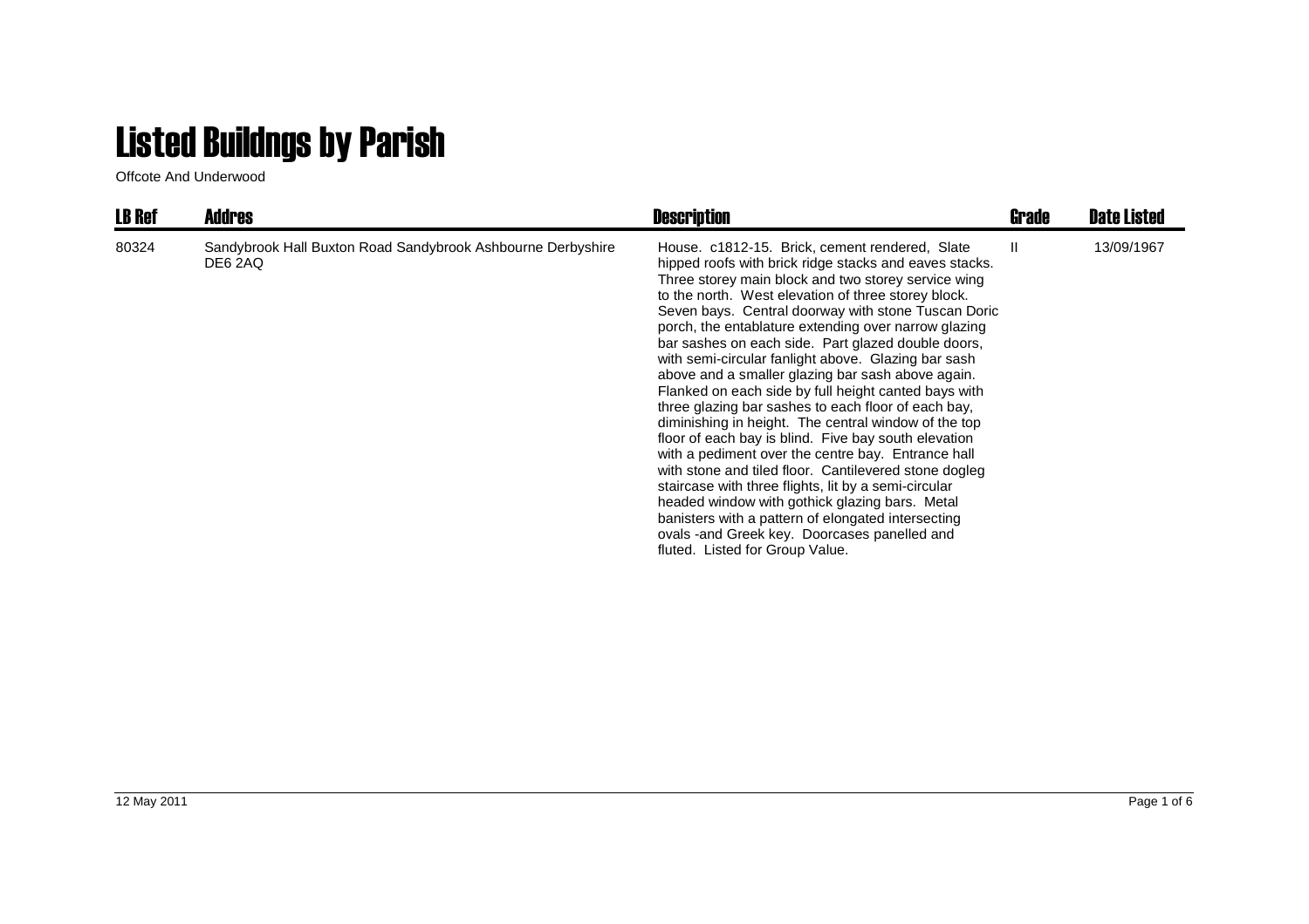# Listed Buildngs by Parish

Offcote And Underwood

| LB Ref | Addres | Description | Grade | Date Listed |
|---|---|---|---|---|
| 80324 | Sandybrook Hall Buxton Road Sandybrook Ashbourne Derbyshire DE6 2AQ | House. c1812-15. Brick, cement rendered, Slate hipped roofs with brick ridge stacks and eaves stacks. Three storey main block and two storey service wing to the north. West elevation of three storey block. Seven bays. Central doorway with stone Tuscan Doric porch, the entablature extending over narrow glazing bar sashes on each side. Part glazed double doors, with semi-circular fanlight above. Glazing bar sash above and a smaller glazing bar sash above again. Flanked on each side by full height canted bays with three glazing bar sashes to each floor of each bay, diminishing in height. The central window of the top floor of each bay is blind. Five bay south elevation with a pediment over the centre bay. Entrance hall with stone and tiled floor. Cantilevered stone dogleg staircase with three flights, lit by a semi-circular headed window with gothick glazing bars. Metal banisters with a pattern of elongated intersecting ovals -and Greek key. Doorcases panelled and fluted. Listed for Group Value. | II | 13/09/1967 |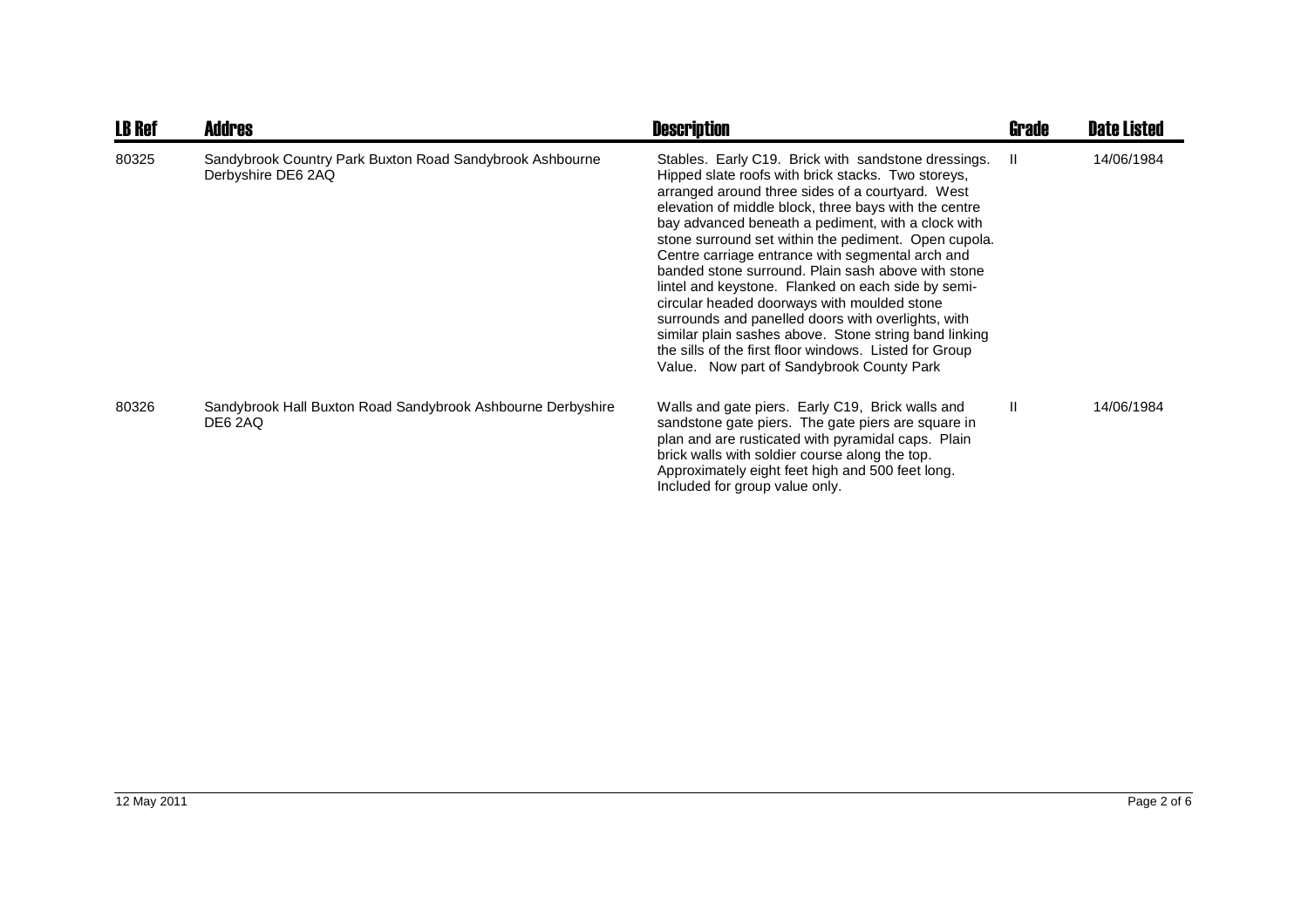| LB Ref | Addres | Description | Grade | Date Listed |
|---|---|---|---|---|
| 80325 | Sandybrook Country Park Buxton Road Sandybrook Ashbourne Derbyshire DE6 2AQ | Stables. Early C19. Brick with sandstone dressings. Hipped slate roofs with brick stacks. Two storeys, arranged around three sides of a courtyard. West elevation of middle block, three bays with the centre bay advanced beneath a pediment, with a clock with stone surround set within the pediment. Open cupola. Centre carriage entrance with segmental arch and banded stone surround. Plain sash above with stone lintel and keystone. Flanked on each side by semi-circular headed doorways with moulded stone surrounds and panelled doors with overlights, with similar plain sashes above. Stone string band linking the sills of the first floor windows. Listed for Group Value. Now part of Sandybrook County Park | II | 14/06/1984 |
| 80326 | Sandybrook Hall Buxton Road Sandybrook Ashbourne Derbyshire DE6 2AQ | Walls and gate piers. Early C19, Brick walls and sandstone gate piers. The gate piers are square in plan and are rusticated with pyramidal caps. Plain brick walls with soldier course along the top. Approximately eight feet high and 500 feet long. Included for group value only. | II | 14/06/1984 |

12 May 2011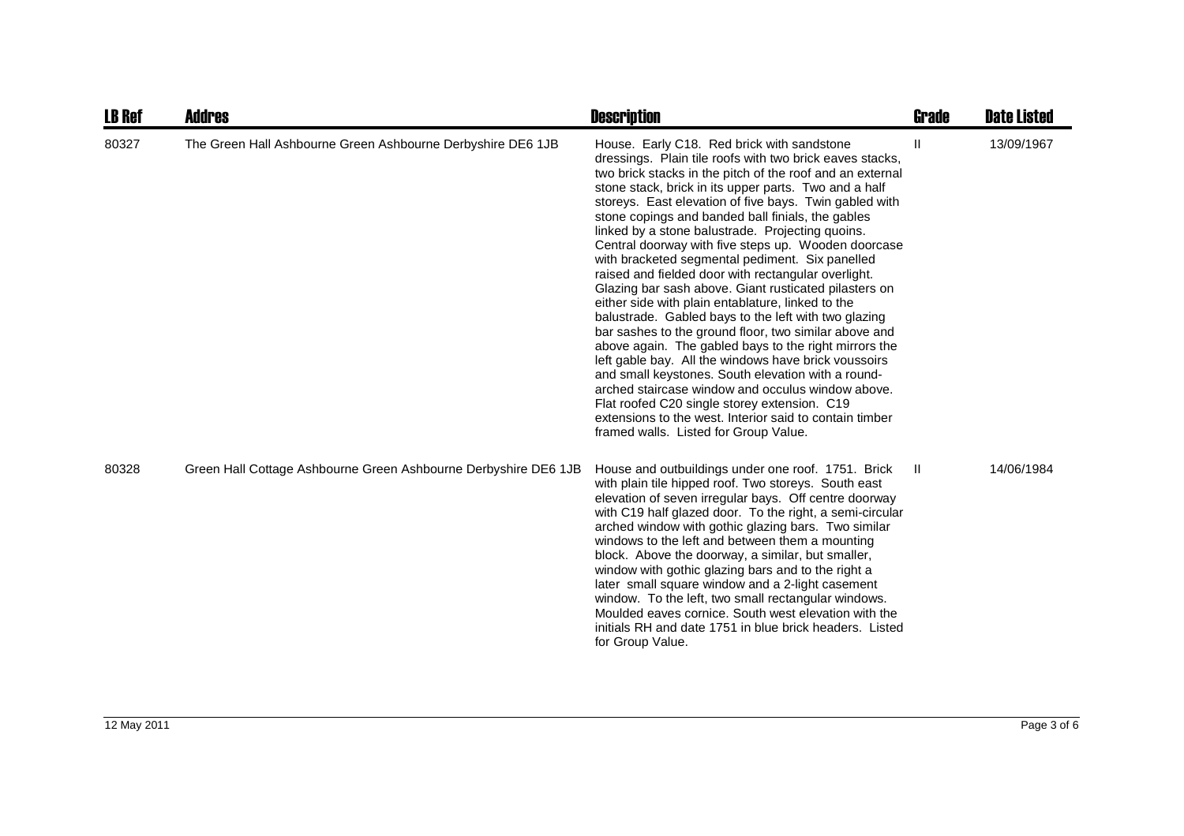| LB Ref | Addres | Description | Grade | Date Listed |
|---|---|---|---|---|
| 80327 | The Green Hall Ashbourne Green Ashbourne Derbyshire DE6 1JB | House. Early C18. Red brick with sandstone dressings. Plain tile roofs with two brick eaves stacks, two brick stacks in the pitch of the roof and an external stone stack, brick in its upper parts. Two and a half storeys. East elevation of five bays. Twin gabled with stone copings and banded ball finials, the gables linked by a stone balustrade. Projecting quoins. Central doorway with five steps up. Wooden doorcase with bracketed segmental pediment. Six panelled raised and fielded door with rectangular overlight. Glazing bar sash above. Giant rusticated pilasters on either side with plain entablature, linked to the balustrade. Gabled bays to the left with two glazing bar sashes to the ground floor, two similar above and above again. The gabled bays to the right mirrors the left gable bay. All the windows have brick voussoirs and small keystones. South elevation with a round-arched staircase window and occulus window above. Flat roofed C20 single storey extension. C19 extensions to the west. Interior said to contain timber framed walls. Listed for Group Value. | II | 13/09/1967 |
| 80328 | Green Hall Cottage Ashbourne Green Ashbourne Derbyshire DE6 1JB | House and outbuildings under one roof. 1751. Brick with plain tile hipped roof. Two storeys. South east elevation of seven irregular bays. Off centre doorway with C19 half glazed door. To the right, a semi-circular arched window with gothic glazing bars. Two similar windows to the left and between them a mounting block. Above the doorway, a similar, but smaller, window with gothic glazing bars and to the right a later small square window and a 2-light casement window. To the left, two small rectangular windows. Moulded eaves cornice. South west elevation with the initials RH and date 1751 in blue brick headers. Listed for Group Value. | II | 14/06/1984 |

12 May 2011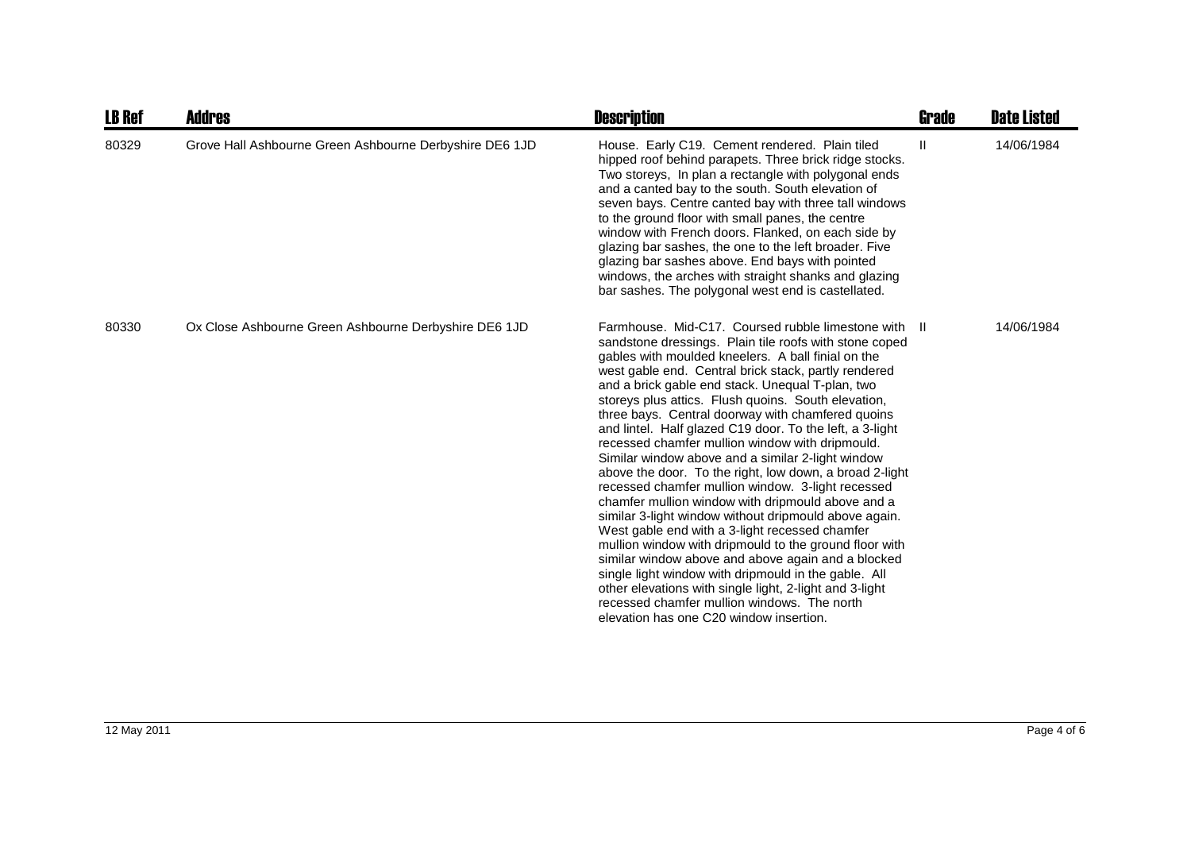| LB Ref | Addres | Description | Grade | Date Listed |
|---|---|---|---|---|
| 80329 | Grove Hall Ashbourne Green Ashbourne Derbyshire DE6 1JD | House. Early C19. Cement rendered. Plain tiled hipped roof behind parapets. Three brick ridge stocks. Two storeys, In plan a rectangle with polygonal ends and a canted bay to the south. South elevation of seven bays. Centre canted bay with three tall windows to the ground floor with small panes, the centre window with French doors. Flanked, on each side by glazing bar sashes, the one to the left broader. Five glazing bar sashes above. End bays with pointed windows, the arches with straight shanks and glazing bar sashes. The polygonal west end is castellated. | II | 14/06/1984 |
| 80330 | Ox Close Ashbourne Green Ashbourne Derbyshire DE6 1JD | Farmhouse. Mid-C17. Coursed rubble limestone with sandstone dressings. Plain tile roofs with stone coped gables with moulded kneelers. A ball finial on the west gable end. Central brick stack, partly rendered and a brick gable end stack. Unequal T-plan, two storeys plus attics. Flush quoins. South elevation, three bays. Central doorway with chamfered quoins and lintel. Half glazed C19 door. To the left, a 3-light recessed chamfer mullion window with dripmould. Similar window above and a similar 2-light window above the door. To the right, low down, a broad 2-light recessed chamfer mullion window. 3-light recessed chamfer mullion window with dripmould above and a similar 3-light window without dripmould above again. West gable end with a 3-light recessed chamfer mullion window with dripmould to the ground floor with similar window above and above again and a blocked single light window with dripmould in the gable. All other elevations with single light, 2-light and 3-light recessed chamfer mullion windows. The north elevation has one C20 window insertion. | II | 14/06/1984 |

12 May 2011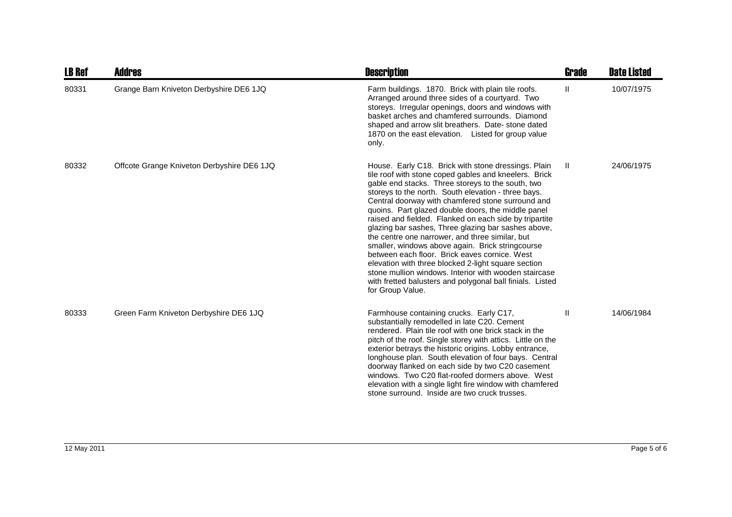| LB Ref | Addres | Description | Grade | Date Listed |
|---|---|---|---|---|
| 80331 | Grange Barn Kniveton Derbyshire DE6 1JQ | Farm buildings. 1870. Brick with plain tile roofs. Arranged around three sides of a courtyard. Two storeys. Irregular openings, doors and windows with basket arches and chamfered surrounds. Diamond shaped and arrow slit breathers. Date- stone dated 1870 on the east elevation. Listed for group value only. | II | 10/07/1975 |
| 80332 | Offcote Grange Kniveton Derbyshire DE6 1JQ | House. Early C18. Brick with stone dressings. Plain tile roof with stone coped gables and kneelers. Brick gable end stacks. Three storeys to the south, two storeys to the north. South elevation - three bays. Central doorway with chamfered stone surround and quoins. Part glazed double doors, the middle panel raised and fielded. Flanked on each side by tripartite glazing bar sashes, Three glazing bar sashes above, the centre one narrower, and three similar, but smaller, windows above again. Brick stringcourse between each floor. Brick eaves cornice. West elevation with three blocked 2-light square section stone mullion windows. Interior with wooden staircase with fretted balusters and polygonal ball finials. Listed for Group Value. | II | 24/06/1975 |
| 80333 | Green Farm Kniveton Derbyshire DE6 1JQ | Farmhouse containing crucks. Early C17, substantially remodelled in late C20. Cement rendered. Plain tile roof with one brick stack in the pitch of the roof. Single storey with attics. Little on the exterior betrays the historic origins. Lobby entrance, longhouse plan. South elevation of four bays. Central doorway flanked on each side by two C20 casement windows. Two C20 flat-roofed dormers above. West elevation with a single light fire window with chamfered stone surround. Inside are two cruck trusses. | II | 14/06/1984 |

12 May 2011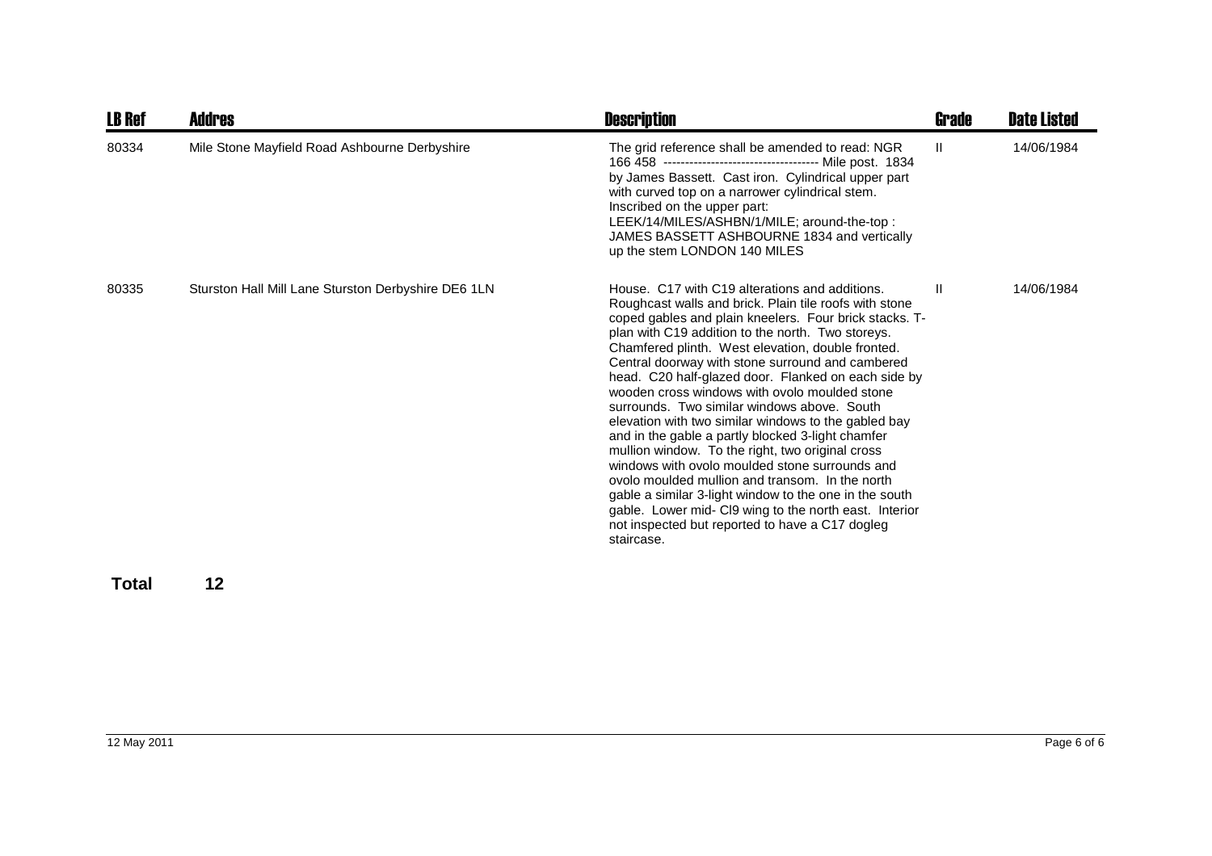| LB Ref | Addres | Description | Grade | Date Listed |
|---|---|---|---|---|
| 80334 | Mile Stone Mayfield Road Ashbourne Derbyshire | The grid reference shall be amended to read: NGR 166 458 ----------------------------------- Mile post. 1834 by James Bassett. Cast iron. Cylindrical upper part with curved top on a narrower cylindrical stem. Inscribed on the upper part: LEEK/14/MILES/ASHBN/1/MILE; around-the-top : JAMES BASSETT ASHBOURNE 1834 and vertically up the stem LONDON 140 MILES | II | 14/06/1984 |
| 80335 | Sturston Hall Mill Lane Sturston Derbyshire DE6 1LN | House. C17 with C19 alterations and additions. Roughcast walls and brick. Plain tile roofs with stone coped gables and plain kneelers. Four brick stacks. T-plan with C19 addition to the north. Two storeys. Chamfered plinth. West elevation, double fronted. Central doorway with stone surround and cambered head. C20 half-glazed door. Flanked on each side by wooden cross windows with ovolo moulded stone surrounds. Two similar windows above. South elevation with two similar windows to the gabled bay and in the gable a partly blocked 3-light chamfer mullion window. To the right, two original cross windows with ovolo moulded stone surrounds and ovolo moulded mullion and transom. In the north gable a similar 3-light window to the one in the south gable. Lower mid- Cl9 wing to the north east. Interior not inspected but reported to have a C17 dogleg staircase. | II | 14/06/1984 |

**Total** **12**

12 May 2011